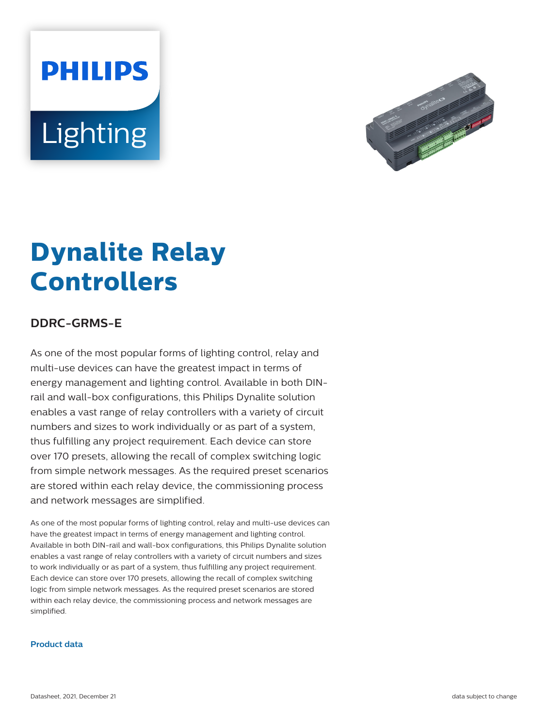PHILIPS

Lighting

# Dynalite Relay Controllers

## DDRC-GRMS-E

As one of the most popular forms of lighting control, relay and multi-use devices can have the greatest impact in terms of energy management and lighting control. Available in both DIN-rail and wall-box configurations, this Philips Dynalite solution enables a vast range of relay controllers with a variety of circuit numbers and sizes to work individually or as part of a system, thus fulfilling any project requirement. Each device can store over 170 presets, allowing the recall of complex switching logic from simple network messages. As the required preset scenarios are stored within each relay device, the commissioning process and network messages are simplified.

As one of the most popular forms of lighting control, relay and multi-use devices can have the greatest impact in terms of energy management and lighting control. Available in both DIN-rail and wall-box configurations, this Philips Dynalite solution enables a vast range of relay controllers with a variety of circuit numbers and sizes to work individually or as part of a system, thus fulfilling any project requirement. Each device can store over 170 presets, allowing the recall of complex switching logic from simple network messages. As the required preset scenarios are stored within each relay device, the commissioning process and network messages are simplified.

**Product data**

Datasheet, 2021, December 21

data subject to change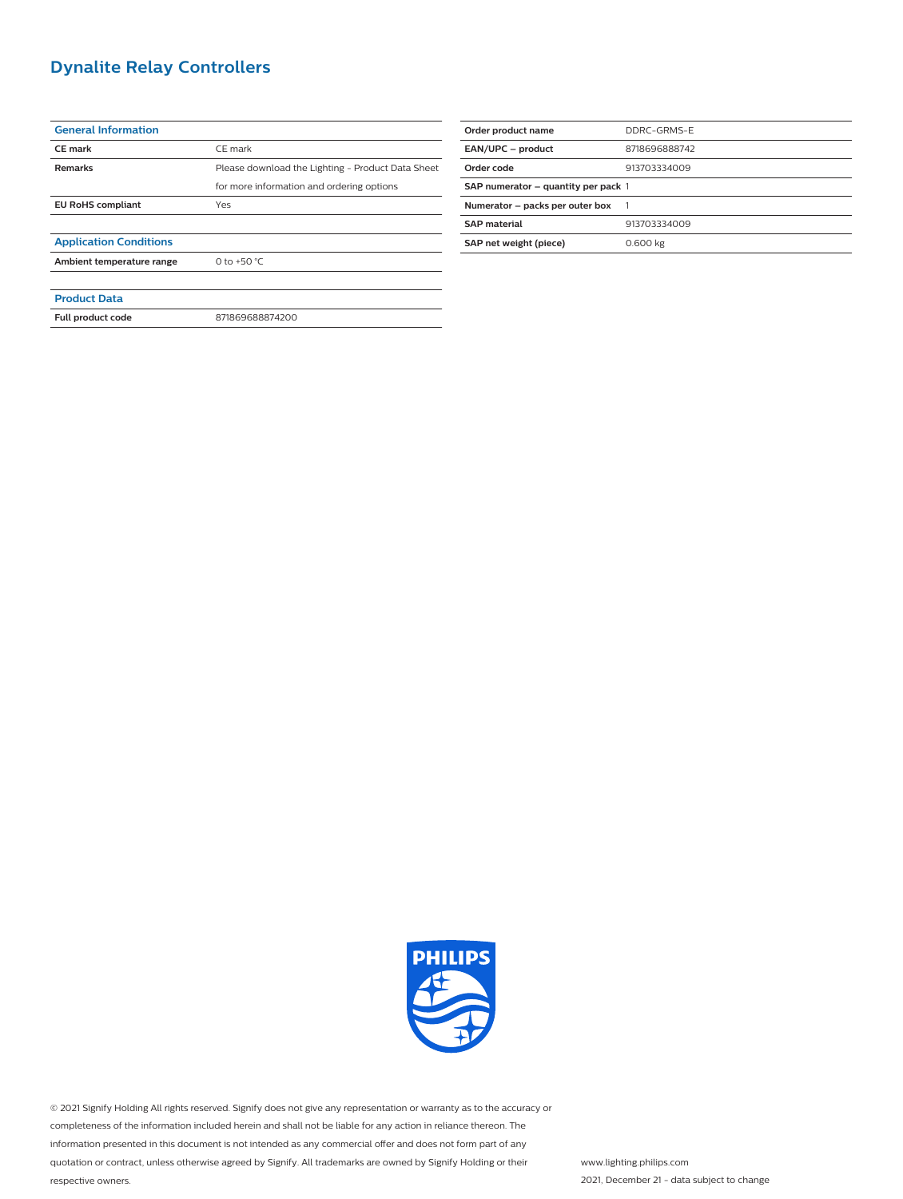# Dynalite Relay Controllers

| General Information | |
|---|---|
| **CE mark** | CE mark |
| **Remarks** | Please download the Lighting - Product Data Sheet for more information and ordering options |
| **EU RoHS compliant** | Yes |

| Application Conditions | |
|---|---|
| **Ambient temperature range** | 0 to +50 °C |

| Product Data | |
|---|---|
| **Full product code** | 871869688874200 |
| **Order product name** | DDRC-GRMS-E |
| **EAN/UPC – product** | 8718696888742 |
| **Order code** | 913703334009 |
| **SAP numerator – quantity per pack** | 1 |
| **Numerator – packs per outer box** | 1 |
| **SAP material** | 913703334009 |
| **SAP net weight (piece)** | 0.600 kg |

© 2021 Signify Holding All rights reserved. Signify does not give any representation or warranty as to the accuracy or completeness of the information included herein and shall not be liable for any action in reliance thereon. The information presented in this document is not intended as any commercial offer and does not form part of any quotation or contract, unless otherwise agreed by Signify. All trademarks are owned by Signify Holding or their respective owners.

www.lighting.philips.com

2021, December 21 - data subject to change